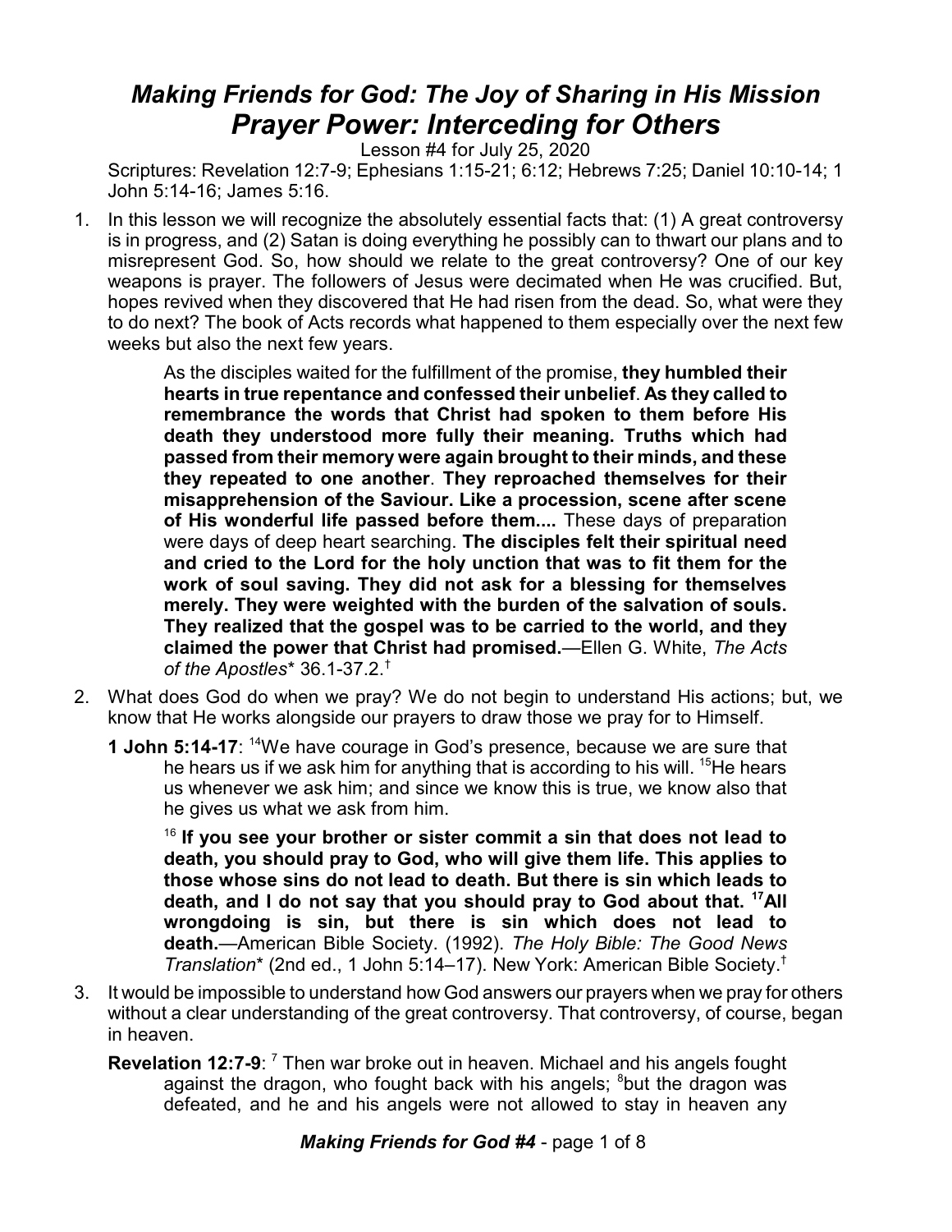# *Making Friends for God: The Joy of Sharing in His Mission*
## *Prayer Power: Interceding for Others*

Lesson #4 for July 25, 2020

Scriptures: Revelation 12:7-9; Ephesians 1:15-21; 6:12; Hebrews 7:25; Daniel 10:10-14; 1 John 5:14-16; James 5:16.

1. In this lesson we will recognize the absolutely essential facts that: (1) A great controversy is in progress, and (2) Satan is doing everything he possibly can to thwart our plans and to misrepresent God. So, how should we relate to the great controversy? One of our key weapons is prayer. The followers of Jesus were decimated when He was crucified. But, hopes revived when they discovered that He had risen from the dead. So, what were they to do next? The book of Acts records what happened to them especially over the next few weeks but also the next few years.

   > As the disciples waited for the fulfillment of the promise, **they humbled their hearts in true repentance and confessed their unbelief**. **As they called to remembrance the words that Christ had spoken to them before His death they understood more fully their meaning. Truths which had passed from their memory were again brought to their minds, and these they repeated to one another**. **They reproached themselves for their misapprehension of the Saviour. Like a procession, scene after scene of His wonderful life passed before them....** These days of preparation were days of deep heart searching. **The disciples felt their spiritual need and cried to the Lord for the holy unction that was to fit them for the work of soul saving. They did not ask for a blessing for themselves merely. They were weighted with the burden of the salvation of souls. They realized that the gospel was to be carried to the world, and they claimed the power that Christ had promised.**—Ellen G. White, *The Acts of the Apostles*\* 36.1-37.2.†

2. What does God do when we pray? We do not begin to understand His actions; but, we know that He works alongside our prayers to draw those we pray for to Himself.

   **1 John 5:14-17**: [14]We have courage in God's presence, because we are sure that he hears us if we ask him for anything that is according to his will. [15]He hears us whenever we ask him; and since we know this is true, we know also that he gives us what we ask from him.

   > [16] **If you see your brother or sister commit a sin that does not lead to death, you should pray to God, who will give them life. This applies to those whose sins do not lead to death. But there is sin which leads to death, and I do not say that you should pray to God about that. [17]All wrongdoing is sin, but there is sin which does not lead to death.**—American Bible Society. (1992). *The Holy Bible: The Good News Translation*\* (2nd ed., 1 John 5:14–17). New York: American Bible Society.†

3. It would be impossible to understand how God answers our prayers when we pray for others without a clear understanding of the great controversy. That controversy, of course, began in heaven.

   **Revelation 12:7-9**: [7] Then war broke out in heaven. Michael and his angels fought against the dragon, who fought back with his angels; [8]but the dragon was defeated, and he and his angels were not allowed to stay in heaven any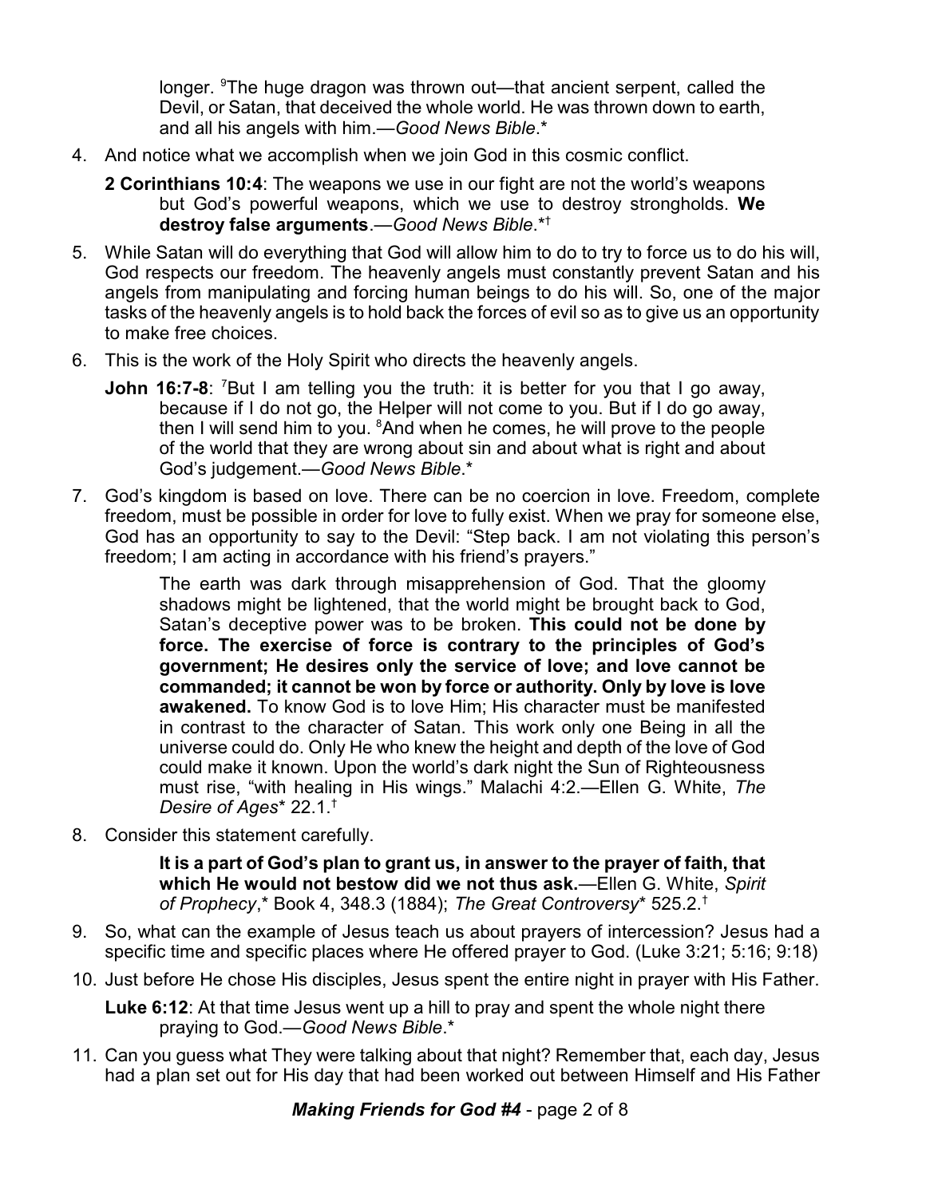longer. [9]The huge dragon was thrown out—that ancient serpent, called the Devil, or Satan, that deceived the whole world. He was thrown down to earth, and all his angels with him.—*Good News Bible*.*

4. And notice what we accomplish when we join God in this cosmic conflict.

   **2 Corinthians 10:4**: The weapons we use in our fight are not the world's weapons but God's powerful weapons, which we use to destroy strongholds. **We destroy false arguments**.—*Good News Bible*.*†

5. While Satan will do everything that God will allow him to do to try to force us to do his will, God respects our freedom. The heavenly angels must constantly prevent Satan and his angels from manipulating and forcing human beings to do his will. So, one of the major tasks of the heavenly angels is to hold back the forces of evil so as to give us an opportunity to make free choices.

6. This is the work of the Holy Spirit who directs the heavenly angels.

   **John 16:7-8**: [7]But I am telling you the truth: it is better for you that I go away, because if I do not go, the Helper will not come to you. But if I do go away, then I will send him to you. [8]And when he comes, he will prove to the people of the world that they are wrong about sin and about what is right and about God's judgement.—*Good News Bible*.*

7. God's kingdom is based on love. There can be no coercion in love. Freedom, complete freedom, must be possible in order for love to fully exist. When we pray for someone else, God has an opportunity to say to the Devil: "Step back. I am not violating this person's freedom; I am acting in accordance with his friend's prayers."

   > The earth was dark through misapprehension of God. That the gloomy shadows might be lightened, that the world might be brought back to God, Satan's deceptive power was to be broken. **This could not be done by force. The exercise of force is contrary to the principles of God's government; He desires only the service of love; and love cannot be commanded; it cannot be won by force or authority. Only by love is love awakened.** To know God is to love Him; His character must be manifested in contrast to the character of Satan. This work only one Being in all the universe could do. Only He who knew the height and depth of the love of God could make it known. Upon the world's dark night the Sun of Righteousness must rise, "with healing in His wings." Malachi 4:2.—Ellen G. White, *The Desire of Ages** 22.1.†

8. Consider this statement carefully.

   > **It is a part of God's plan to grant us, in answer to the prayer of faith, that which He would not bestow did we not thus ask.**—Ellen G. White, *Spirit of Prophecy*,* Book 4, 348.3 (1884); *The Great Controversy** 525.2.†

9. So, what can the example of Jesus teach us about prayers of intercession? Jesus had a specific time and specific places where He offered prayer to God. (Luke 3:21; 5:16; 9:18)

10. Just before He chose His disciples, Jesus spent the entire night in prayer with His Father.

    **Luke 6:12**: At that time Jesus went up a hill to pray and spent the whole night there praying to God.—*Good News Bible*.*

11. Can you guess what They were talking about that night? Remember that, each day, Jesus had a plan set out for His day that had been worked out between Himself and His Father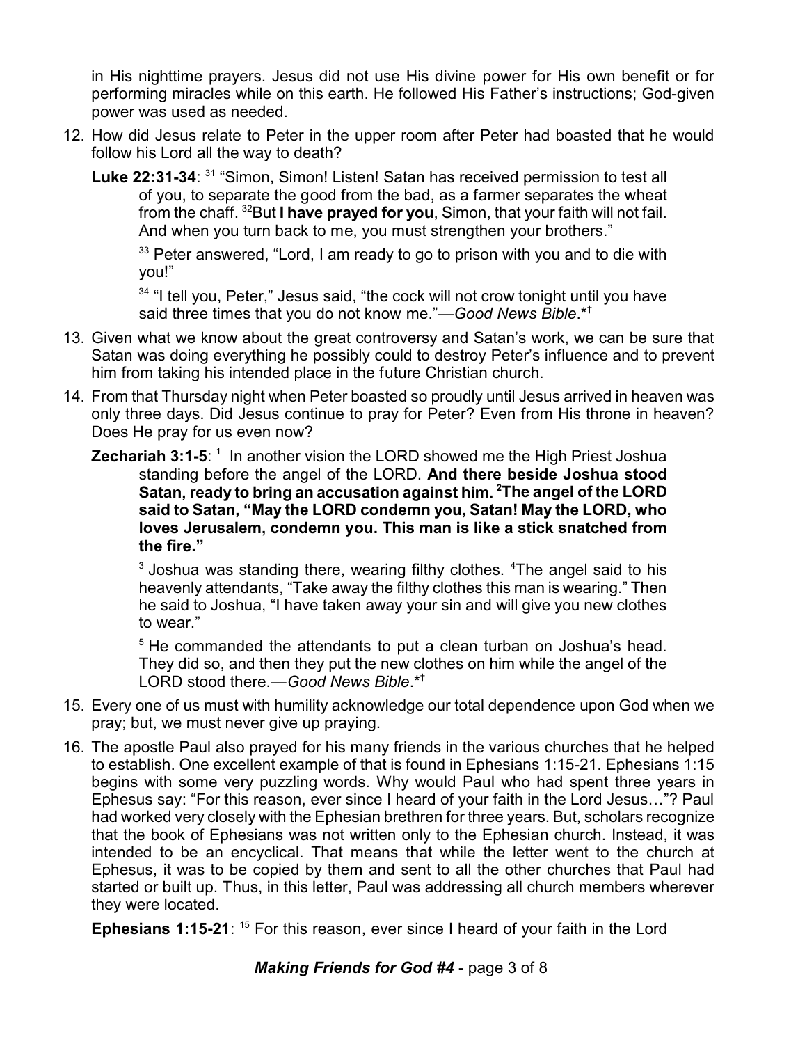in His nighttime prayers. Jesus did not use His divine power for His own benefit or for performing miracles while on this earth. He followed His Father's instructions; God-given power was used as needed.

12. How did Jesus relate to Peter in the upper room after Peter had boasted that he would follow his Lord all the way to death?

    **Luke 22:31-34**: [31] "Simon, Simon! Listen! Satan has received permission to test all of you, to separate the good from the bad, as a farmer separates the wheat from the chaff. [32]But **I have prayed for you**, Simon, that your faith will not fail. And when you turn back to me, you must strengthen your brothers."

    [33] Peter answered, "Lord, I am ready to go to prison with you and to die with you!"

    [34] "I tell you, Peter," Jesus said, "the cock will not crow tonight until you have said three times that you do not know me."—*Good News Bible*.*†

13. Given what we know about the great controversy and Satan's work, we can be sure that Satan was doing everything he possibly could to destroy Peter's influence and to prevent him from taking his intended place in the future Christian church.

14. From that Thursday night when Peter boasted so proudly until Jesus arrived in heaven was only three days. Did Jesus continue to pray for Peter? Even from His throne in heaven? Does He pray for us even now?

    **Zechariah 3:1-5**: [1] In another vision the LORD showed me the High Priest Joshua standing before the angel of the LORD. **And there beside Joshua stood Satan, ready to bring an accusation against him. [2]The angel of the LORD said to Satan, "May the LORD condemn you, Satan! May the LORD, who loves Jerusalem, condemn you. This man is like a stick snatched from the fire."**

    [3] Joshua was standing there, wearing filthy clothes. [4]The angel said to his heavenly attendants, "Take away the filthy clothes this man is wearing." Then he said to Joshua, "I have taken away your sin and will give you new clothes to wear."

    [5] He commanded the attendants to put a clean turban on Joshua's head. They did so, and then they put the new clothes on him while the angel of the LORD stood there.—*Good News Bible*.*†

15. Every one of us must with humility acknowledge our total dependence upon God when we pray; but, we must never give up praying.

16. The apostle Paul also prayed for his many friends in the various churches that he helped to establish. One excellent example of that is found in Ephesians 1:15-21. Ephesians 1:15 begins with some very puzzling words. Why would Paul who had spent three years in Ephesus say: "For this reason, ever since I heard of your faith in the Lord Jesus…"? Paul had worked very closely with the Ephesian brethren for three years. But, scholars recognize that the book of Ephesians was not written only to the Ephesian church. Instead, it was intended to be an encyclical. That means that while the letter went to the church at Ephesus, it was to be copied by them and sent to all the other churches that Paul had started or built up. Thus, in this letter, Paul was addressing all church members wherever they were located.

    **Ephesians 1:15-21**: [15] For this reason, ever since I heard of your faith in the Lord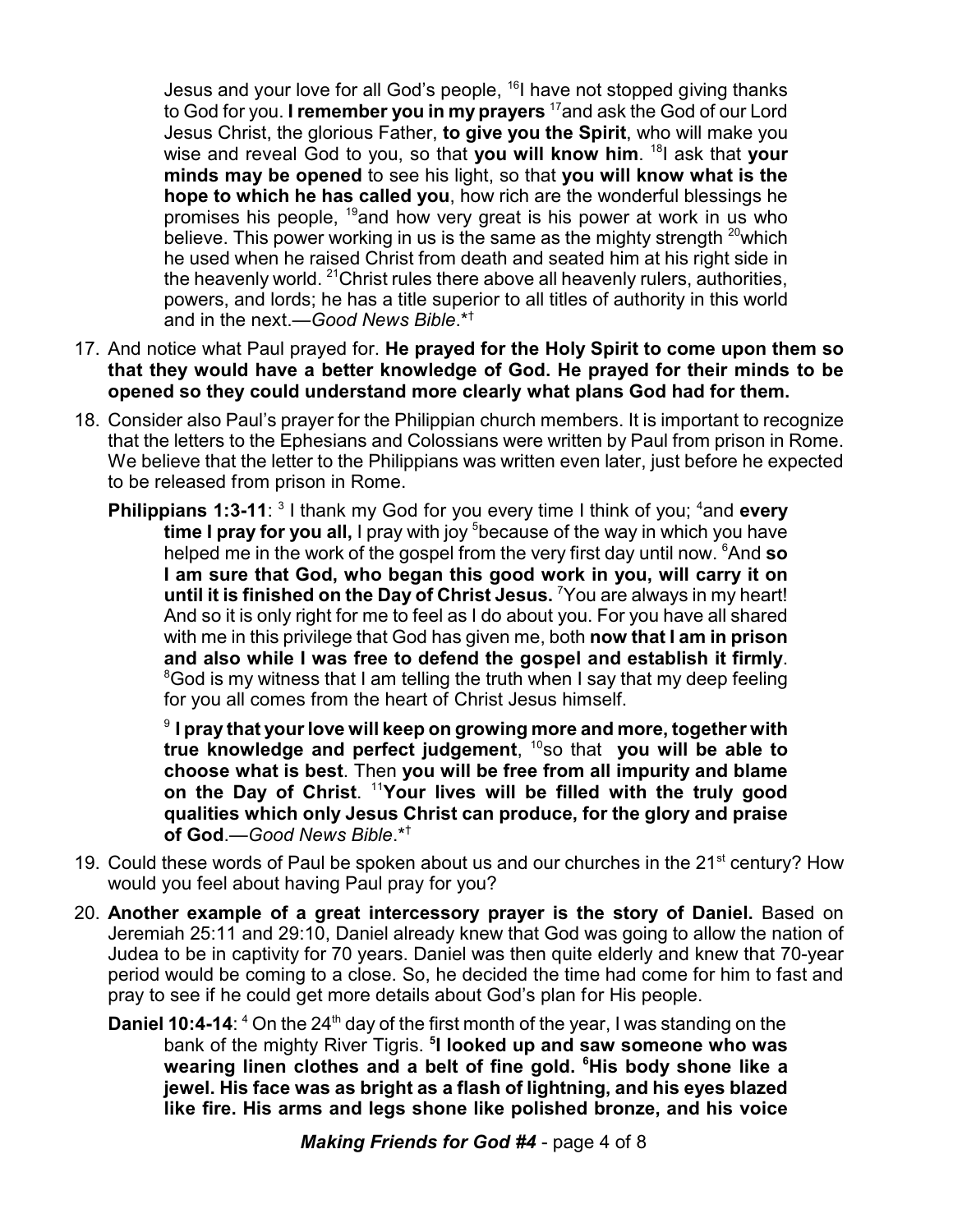Jesus and your love for all God's people, [16]I have not stopped giving thanks to God for you. **I remember you in my prayers** [17]and ask the God of our Lord Jesus Christ, the glorious Father, **to give you the Spirit**, who will make you wise and reveal God to you, so that **you will know him**. [18]I ask that **your minds may be opened** to see his light, so that **you will know what is the hope to which he has called you**, how rich are the wonderful blessings he promises his people, [19]and how very great is his power at work in us who believe. This power working in us is the same as the mighty strength [20]which he used when he raised Christ from death and seated him at his right side in the heavenly world. [21]Christ rules there above all heavenly rulers, authorities, powers, and lords; he has a title superior to all titles of authority in this world and in the next.—*Good News Bible*.*†

17. And notice what Paul prayed for. **He prayed for the Holy Spirit to come upon them so that they would have a better knowledge of God. He prayed for their minds to be opened so they could understand more clearly what plans God had for them.**

18. Consider also Paul's prayer for the Philippian church members. It is important to recognize that the letters to the Ephesians and Colossians were written by Paul from prison in Rome. We believe that the letter to the Philippians was written even later, just before he expected to be released from prison in Rome.

    **Philippians 1:3-11**: [3] I thank my God for you every time I think of you; [4]and **every time I pray for you all,** I pray with joy [5]because of the way in which you have helped me in the work of the gospel from the very first day until now. [6]And **so I am sure that God, who began this good work in you, will carry it on until it is finished on the Day of Christ Jesus.** [7]You are always in my heart! And so it is only right for me to feel as I do about you. For you have all shared with me in this privilege that God has given me, both **now that I am in prison and also while I was free to defend the gospel and establish it firmly**. [8]God is my witness that I am telling the truth when I say that my deep feeling for you all comes from the heart of Christ Jesus himself.

    [9] **I pray that your love will keep on growing more and more, together with true knowledge and perfect judgement**, [10]so that **you will be able to choose what is best**. Then **you will be free from all impurity and blame on the Day of Christ**. [11]**Your lives will be filled with the truly good qualities which only Jesus Christ can produce, for the glory and praise of God**.—*Good News Bible*.*†

19. Could these words of Paul be spoken about us and our churches in the 21st century? How would you feel about having Paul pray for you?

20. **Another example of a great intercessory prayer is the story of Daniel.** Based on Jeremiah 25:11 and 29:10, Daniel already knew that God was going to allow the nation of Judea to be in captivity for 70 years. Daniel was then quite elderly and knew that 70-year period would be coming to a close. So, he decided the time had come for him to fast and pray to see if he could get more details about God's plan for His people.

    **Daniel 10:4-14**: [4] On the 24th day of the first month of the year, I was standing on the bank of the mighty River Tigris. **[5]I looked up and saw someone who was wearing linen clothes and a belt of fine gold. [6]His body shone like a jewel. His face was as bright as a flash of lightning, and his eyes blazed like fire. His arms and legs shone like polished bronze, and his voice**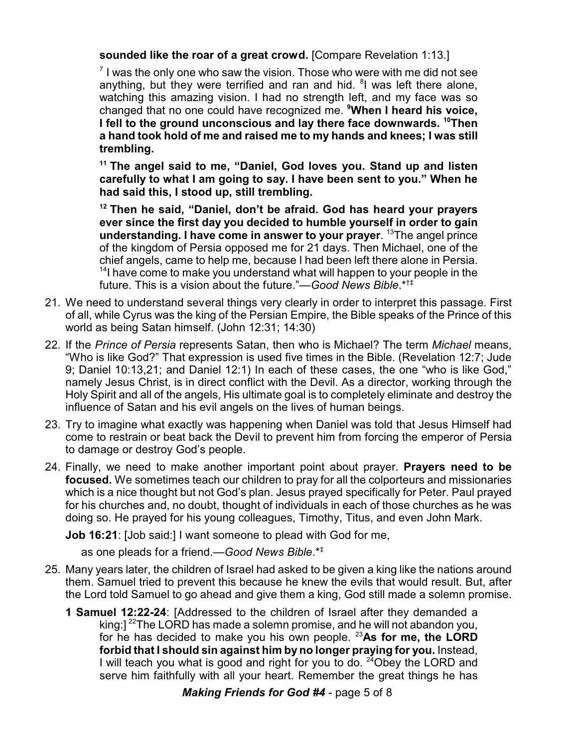**sounded like the roar of a great crowd.** [Compare Revelation 1:13.]

[7] I was the only one who saw the vision. Those who were with me did not see anything, but they were terrified and ran and hid. [8]I was left there alone, watching this amazing vision. I had no strength left, and my face was so changed that no one could have recognized me. **[9]When I heard his voice, I fell to the ground unconscious and lay there face downwards. [10]Then a hand took hold of me and raised me to my hands and knees; I was still trembling.**

**[11] The angel said to me, "Daniel, God loves you. Stand up and listen carefully to what I am going to say. I have been sent to you." When he had said this, I stood up, still trembling.**

**[12] Then he said, "Daniel, don't be afraid. God has heard your prayers ever since the first day you decided to humble yourself in order to gain understanding. I have come in answer to your prayer**. [13]The angel prince of the kingdom of Persia opposed me for 21 days. Then Michael, one of the chief angels, came to help me, because I had been left there alone in Persia. [14]I have come to make you understand what will happen to your people in the future. This is a vision about the future."—*Good News Bible*.*†‡

21. We need to understand several things very clearly in order to interpret this passage. First of all, while Cyrus was the king of the Persian Empire, the Bible speaks of the Prince of this world as being Satan himself. (John 12:31; 14:30)
22. If the *Prince of Persia* represents Satan, then who is Michael? The term *Michael* means, "Who is like God?" That expression is used five times in the Bible. (Revelation 12:7; Jude 9; Daniel 10:13,21; and Daniel 12:1) In each of these cases, the one "who is like God," namely Jesus Christ, is in direct conflict with the Devil. As a director, working through the Holy Spirit and all of the angels, His ultimate goal is to completely eliminate and destroy the influence of Satan and his evil angels on the lives of human beings.
23. Try to imagine what exactly was happening when Daniel was told that Jesus Himself had come to restrain or beat back the Devil to prevent him from forcing the emperor of Persia to damage or destroy God's people.
24. Finally, we need to make another important point about prayer. **Prayers need to be focused.** We sometimes teach our children to pray for all the colporteurs and missionaries which is a nice thought but not God's plan. Jesus prayed specifically for Peter. Paul prayed for his churches and, no doubt, thought of individuals in each of those churches as he was doing so. He prayed for his young colleagues, Timothy, Titus, and even John Mark.

**Job 16:21**: [Job said:] I want someone to plead with God for me,

as one pleads for a friend.—*Good News Bible*.*‡

25. Many years later, the children of Israel had asked to be given a king like the nations around them. Samuel tried to prevent this because he knew the evils that would result. But, after the Lord told Samuel to go ahead and give them a king, God still made a solemn promise.

**1 Samuel 12:22-24**: [Addressed to the children of Israel after they demanded a king:] [22]The LORD has made a solemn promise, and he will not abandon you, for he has decided to make you his own people. [23]**As for me, the LORD forbid that I should sin against him by no longer praying for you.** Instead, I will teach you what is good and right for you to do. [24]Obey the LORD and serve him faithfully with all your heart. Remember the great things he has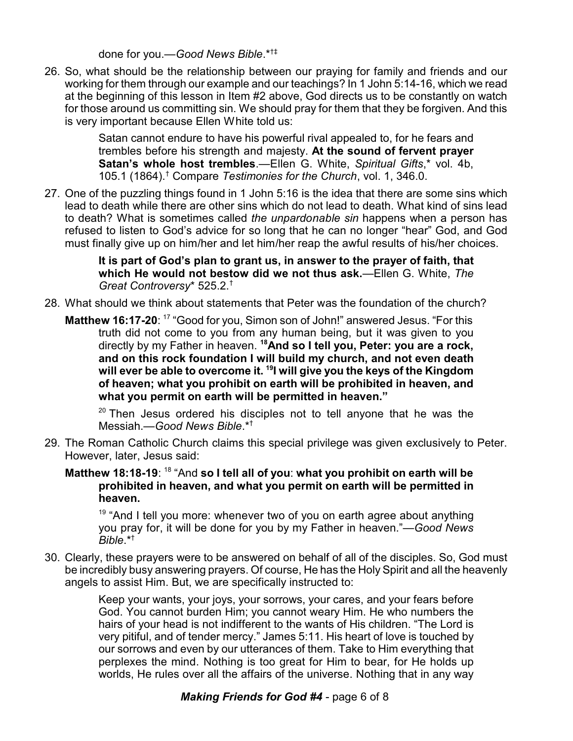done for you.—*Good News Bible*.*†‡

26. So, what should be the relationship between our praying for family and friends and our working for them through our example and our teachings? In 1 John 5:14-16, which we read at the beginning of this lesson in Item #2 above, God directs us to be constantly on watch for those around us committing sin. We should pray for them that they be forgiven. And this is very important because Ellen White told us:

    > Satan cannot endure to have his powerful rival appealed to, for he fears and trembles before his strength and majesty. **At the sound of fervent prayer Satan's whole host trembles**.—Ellen G. White, *Spiritual Gifts*,* vol. 4b, 105.1 (1864).† Compare *Testimonies for the Church*, vol. 1, 346.0.

27. One of the puzzling things found in 1 John 5:16 is the idea that there are some sins which lead to death while there are other sins which do not lead to death. What kind of sins lead to death? What is sometimes called *the unpardonable sin* happens when a person has refused to listen to God's advice for so long that he can no longer "hear" God, and God must finally give up on him/her and let him/her reap the awful results of his/her choices.

    > **It is part of God's plan to grant us, in answer to the prayer of faith, that which He would not bestow did we not thus ask.**—Ellen G. White, *The Great Controversy** 525.2.†

28. What should we think about statements that Peter was the foundation of the church?

    **Matthew 16:17-20**: [17] "Good for you, Simon son of John!" answered Jesus. "For this truth did not come to you from any human being, but it was given to you directly by my Father in heaven. **[18]And so I tell you, Peter: you are a rock, and on this rock foundation I will build my church, and not even death will ever be able to overcome it. [19]I will give you the keys of the Kingdom of heaven; what you prohibit on earth will be prohibited in heaven, and what you permit on earth will be permitted in heaven."**

    > [20] Then Jesus ordered his disciples not to tell anyone that he was the Messiah.—*Good News Bible*.*†

29. The Roman Catholic Church claims this special privilege was given exclusively to Peter. However, later, Jesus said:

    **Matthew 18:18-19**: [18] "And **so I tell all of you**: **what you prohibit on earth will be prohibited in heaven, and what you permit on earth will be permitted in heaven.**

    > [19] "And I tell you more: whenever two of you on earth agree about anything you pray for, it will be done for you by my Father in heaven."—*Good News Bible*.*†

30. Clearly, these prayers were to be answered on behalf of all of the disciples. So, God must be incredibly busy answering prayers. Of course, He has the Holy Spirit and all the heavenly angels to assist Him. But, we are specifically instructed to:

    > Keep your wants, your joys, your sorrows, your cares, and your fears before God. You cannot burden Him; you cannot weary Him. He who numbers the hairs of your head is not indifferent to the wants of His children. "The Lord is very pitiful, and of tender mercy." James 5:11. His heart of love is touched by our sorrows and even by our utterances of them. Take to Him everything that perplexes the mind. Nothing is too great for Him to bear, for He holds up worlds, He rules over all the affairs of the universe. Nothing that in any way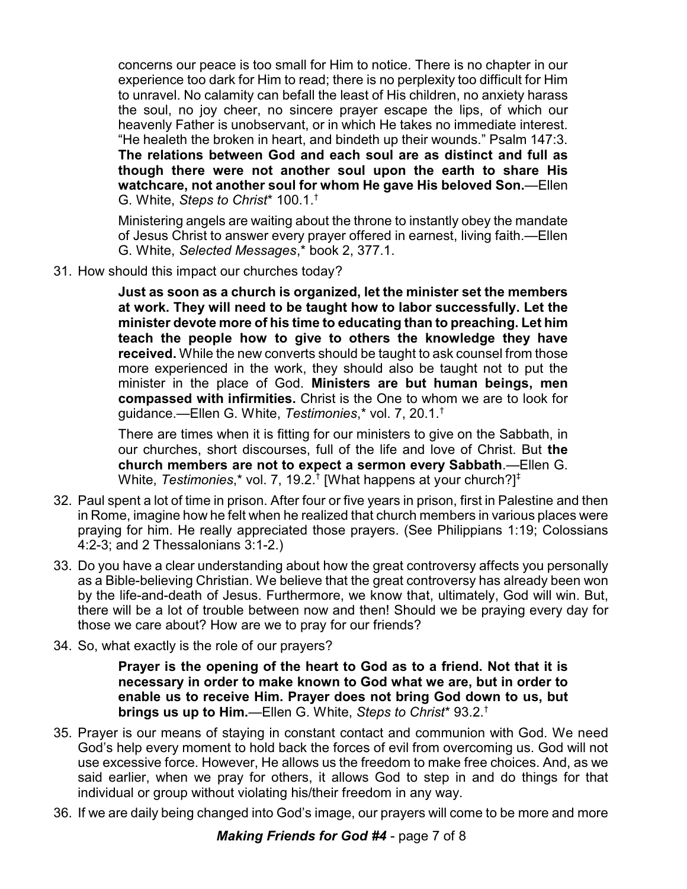concerns our peace is too small for Him to notice. There is no chapter in our experience too dark for Him to read; there is no perplexity too difficult for Him to unravel. No calamity can befall the least of His children, no anxiety harass the soul, no joy cheer, no sincere prayer escape the lips, of which our heavenly Father is unobservant, or in which He takes no immediate interest. "He healeth the broken in heart, and bindeth up their wounds." Psalm 147:3. **The relations between God and each soul are as distinct and full as though there were not another soul upon the earth to share His watchcare, not another soul for whom He gave His beloved Son.**—Ellen G. White, *Steps to Christ** 100.1.†

> Ministering angels are waiting about the throne to instantly obey the mandate of Jesus Christ to answer every prayer offered in earnest, living faith.—Ellen G. White, *Selected Messages*,* book 2, 377.1.

31. How should this impact our churches today?

> **Just as soon as a church is organized, let the minister set the members at work. They will need to be taught how to labor successfully. Let the minister devote more of his time to educating than to preaching. Let him teach the people how to give to others the knowledge they have received.** While the new converts should be taught to ask counsel from those more experienced in the work, they should also be taught not to put the minister in the place of God. **Ministers are but human beings, men compassed with infirmities.** Christ is the One to whom we are to look for guidance.—Ellen G. White, *Testimonies*,* vol. 7, 20.1.†

> There are times when it is fitting for our ministers to give on the Sabbath, in our churches, short discourses, full of the life and love of Christ. But **the church members are not to expect a sermon every Sabbath**.—Ellen G. White, *Testimonies*,* vol. 7, 19.2.† [What happens at your church?]‡

32. Paul spent a lot of time in prison. After four or five years in prison, first in Palestine and then in Rome, imagine how he felt when he realized that church members in various places were praying for him. He really appreciated those prayers. (See Philippians 1:19; Colossians 4:2-3; and 2 Thessalonians 3:1-2.)

33. Do you have a clear understanding about how the great controversy affects you personally as a Bible-believing Christian. We believe that the great controversy has already been won by the life-and-death of Jesus. Furthermore, we know that, ultimately, God will win. But, there will be a lot of trouble between now and then! Should we be praying every day for those we care about? How are we to pray for our friends?

34. So, what exactly is the role of our prayers?

> **Prayer is the opening of the heart to God as to a friend. Not that it is necessary in order to make known to God what we are, but in order to enable us to receive Him. Prayer does not bring God down to us, but brings us up to Him.**—Ellen G. White, *Steps to Christ** 93.2.†

35. Prayer is our means of staying in constant contact and communion with God. We need God's help every moment to hold back the forces of evil from overcoming us. God will not use excessive force. However, He allows us the freedom to make free choices. And, as we said earlier, when we pray for others, it allows God to step in and do things for that individual or group without violating his/their freedom in any way.

36. If we are daily being changed into God's image, our prayers will come to be more and more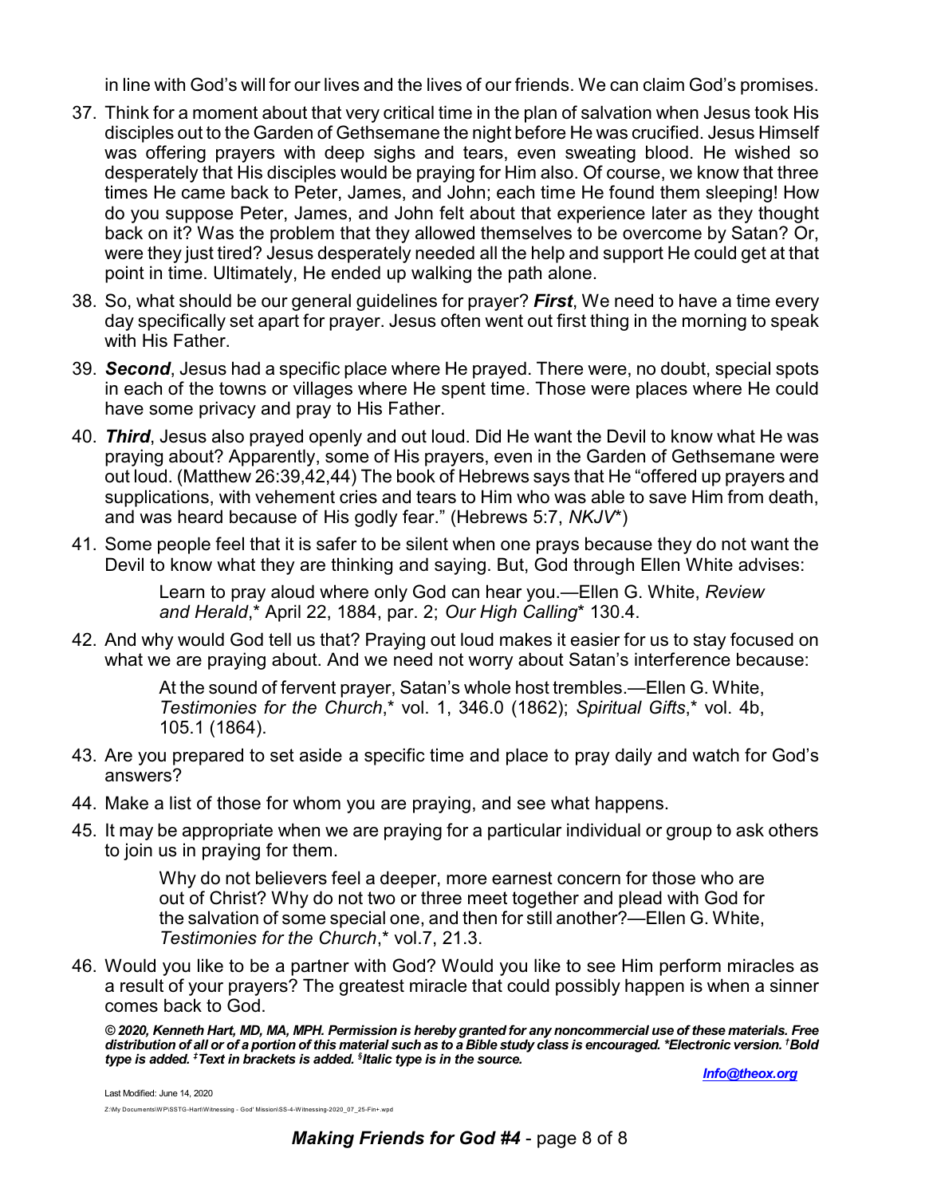in line with God's will for our lives and the lives of our friends. We can claim God's promises.

37. Think for a moment about that very critical time in the plan of salvation when Jesus took His disciples out to the Garden of Gethsemane the night before He was crucified. Jesus Himself was offering prayers with deep sighs and tears, even sweating blood. He wished so desperately that His disciples would be praying for Him also. Of course, we know that three times He came back to Peter, James, and John; each time He found them sleeping! How do you suppose Peter, James, and John felt about that experience later as they thought back on it? Was the problem that they allowed themselves to be overcome by Satan? Or, were they just tired? Jesus desperately needed all the help and support He could get at that point in time. Ultimately, He ended up walking the path alone.

38. So, what should be our general guidelines for prayer? ***First***, We need to have a time every day specifically set apart for prayer. Jesus often went out first thing in the morning to speak with His Father.

39. ***Second***, Jesus had a specific place where He prayed. There were, no doubt, special spots in each of the towns or villages where He spent time. Those were places where He could have some privacy and pray to His Father.

40. ***Third***, Jesus also prayed openly and out loud. Did He want the Devil to know what He was praying about? Apparently, some of His prayers, even in the Garden of Gethsemane were out loud. (Matthew 26:39,42,44) The book of Hebrews says that He "offered up prayers and supplications, with vehement cries and tears to Him who was able to save Him from death, and was heard because of His godly fear." (Hebrews 5:7, *NKJV**)

41. Some people feel that it is safer to be silent when one prays because they do not want the Devil to know what they are thinking and saying. But, God through Ellen White advises:

    > Learn to pray aloud where only God can hear you.—Ellen G. White, *Review and Herald*,* April 22, 1884, par. 2; *Our High Calling** 130.4.

42. And why would God tell us that? Praying out loud makes it easier for us to stay focused on what we are praying about. And we need not worry about Satan's interference because:

    > At the sound of fervent prayer, Satan's whole host trembles.—Ellen G. White, *Testimonies for the Church*,* vol. 1, 346.0 (1862); *Spiritual Gifts*,* vol. 4b, 105.1 (1864).

43. Are you prepared to set aside a specific time and place to pray daily and watch for God's answers?

44. Make a list of those for whom you are praying, and see what happens.

45. It may be appropriate when we are praying for a particular individual or group to ask others to join us in praying for them.

    > Why do not believers feel a deeper, more earnest concern for those who are out of Christ? Why do not two or three meet together and plead with God for the salvation of some special one, and then for still another?—Ellen G. White, *Testimonies for the Church*,* vol.7, 21.3.

46. Would you like to be a partner with God? Would you like to see Him perform miracles as a result of your prayers? The greatest miracle that could possibly happen is when a sinner comes back to God.

***© 2020, Kenneth Hart, MD, MA, MPH. Permission is hereby granted for any noncommercial use of these materials. Free distribution of all or of a portion of this material such as to a Bible study class is encouraged. *Electronic version. †Bold type is added. ‡Text in brackets is added. §Italic type is in the source.***

***Info@theox.org***

Last Modified: June 14, 2020

Z:\My Documents\WP\SSTG-Hart\Witnessing - God' Mission\SS-4-Witnessing-2020_07_25-Fin+.wpd